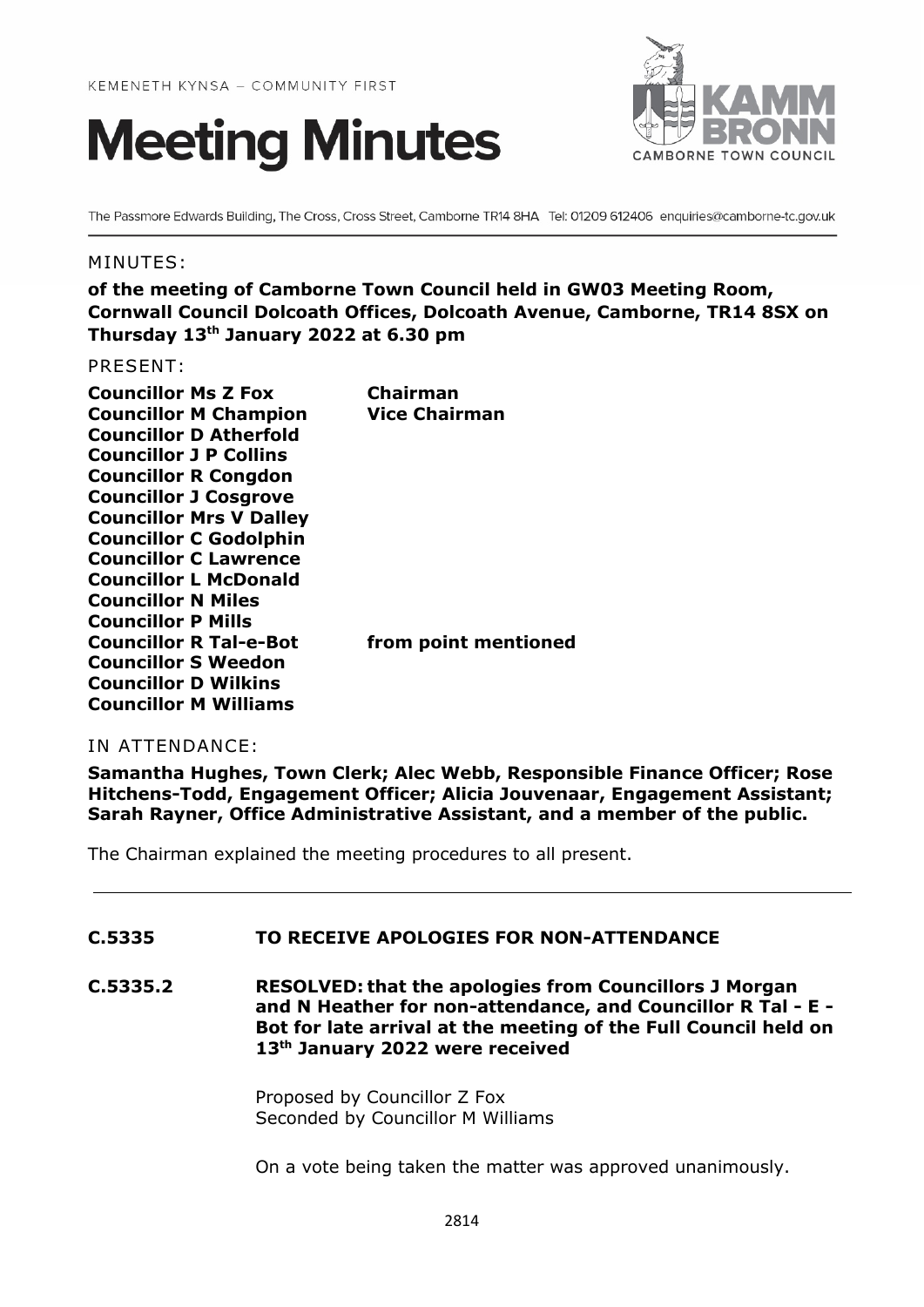KEMENETH KYNSA – COMMUNITY FIRST

# Meeting Minutes

KAMM BRONN
CAMBORNE TOWN COUNCIL

The Passmore Edwards Building, The Cross, Cross Street, Camborne TR14 8HA Tel: 01209 612406 enquiries@camborne-tc.gov.uk

MINUTES:

**of the meeting of Camborne Town Council held in GW03 Meeting Room, Cornwall Council Dolcoath Offices, Dolcoath Avenue, Camborne, TR14 8SX on Thursday 13th January 2022 at 6.30 pm**

PRESENT:

| | |
|---|---|
| **Councillor Ms Z Fox** | **Chairman** |
| **Councillor M Champion** | **Vice Chairman** |
| **Councillor D Atherfold** | |
| **Councillor J P Collins** | |
| **Councillor R Congdon** | |
| **Councillor J Cosgrove** | |
| **Councillor Mrs V Dalley** | |
| **Councillor C Godolphin** | |
| **Councillor C Lawrence** | |
| **Councillor L McDonald** | |
| **Councillor N Miles** | |
| **Councillor P Mills** | |
| **Councillor R Tal-e-Bot** | **from point mentioned** |
| **Councillor S Weedon** | |
| **Councillor D Wilkins** | |
| **Councillor M Williams** | |

IN ATTENDANCE:

**Samantha Hughes, Town Clerk; Alec Webb, Responsible Finance Officer; Rose Hitchens-Todd, Engagement Officer; Alicia Jouvenaar, Engagement Assistant; Sarah Rayner, Office Administrative Assistant, and a member of the public.**

The Chairman explained the meeting procedures to all present.

---

**C.5335 TO RECEIVE APOLOGIES FOR NON-ATTENDANCE**

**C.5335.2 RESOLVED: that the apologies from Councillors J Morgan and N Heather for non-attendance, and Councillor R Tal - E - Bot for late arrival at the meeting of the Full Council held on 13th January 2022 were received**

Proposed by Councillor Z Fox
Seconded by Councillor M Williams

On a vote being taken the matter was approved unanimously.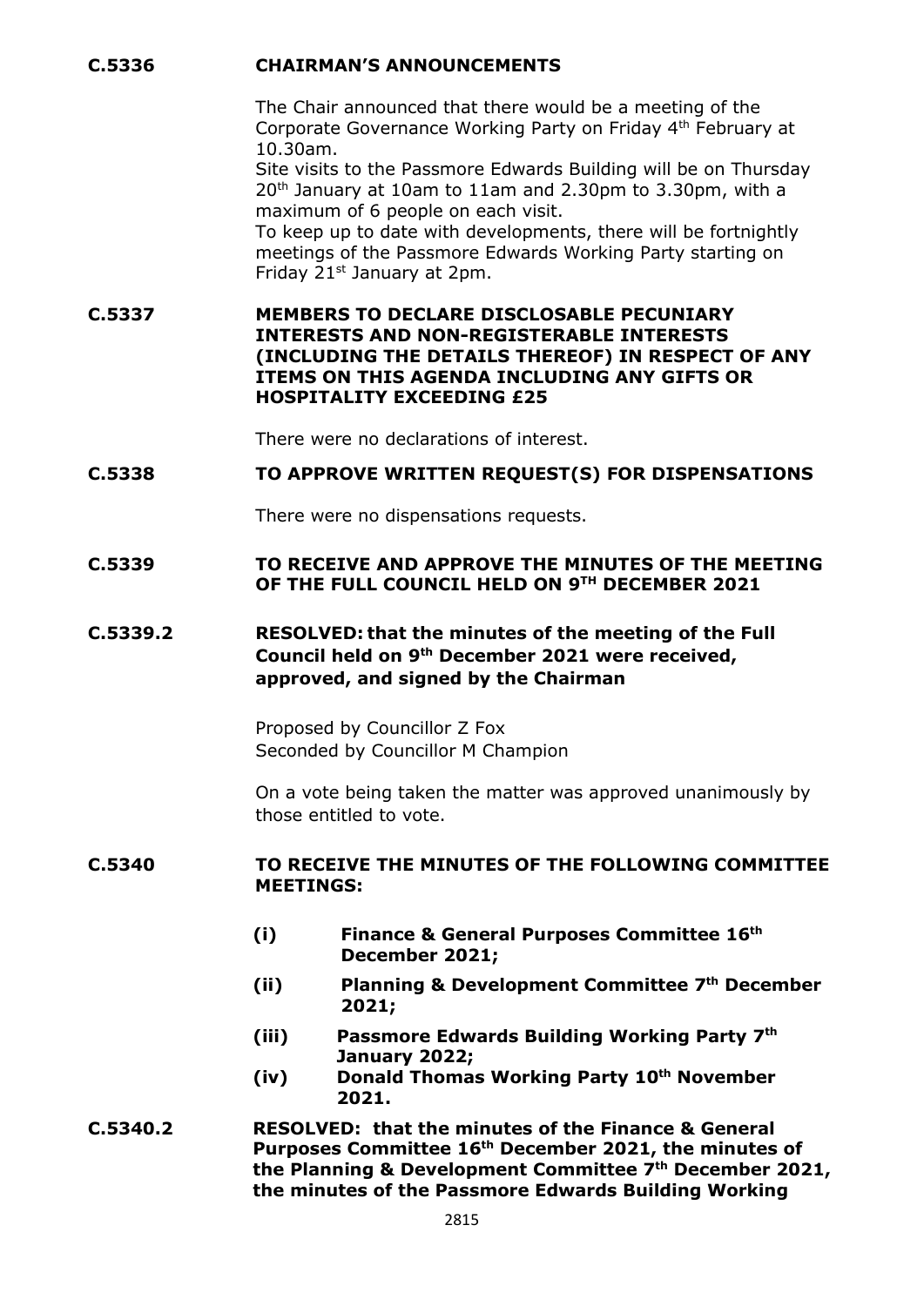**C.5336 CHAIRMAN'S ANNOUNCEMENTS**

The Chair announced that there would be a meeting of the Corporate Governance Working Party on Friday 4th February at 10.30am.
Site visits to the Passmore Edwards Building will be on Thursday 20th January at 10am to 11am and 2.30pm to 3.30pm, with a maximum of 6 people on each visit.
To keep up to date with developments, there will be fortnightly meetings of the Passmore Edwards Working Party starting on Friday 21st January at 2pm.

**C.5337 MEMBERS TO DECLARE DISCLOSABLE PECUNIARY INTERESTS AND NON-REGISTERABLE INTERESTS (INCLUDING THE DETAILS THEREOF) IN RESPECT OF ANY ITEMS ON THIS AGENDA INCLUDING ANY GIFTS OR HOSPITALITY EXCEEDING £25**

There were no declarations of interest.

**C.5338 TO APPROVE WRITTEN REQUEST(S) FOR DISPENSATIONS**

There were no dispensations requests.

**C.5339 TO RECEIVE AND APPROVE THE MINUTES OF THE MEETING OF THE FULL COUNCIL HELD ON 9TH DECEMBER 2021**

**C.5339.2 RESOLVED: that the minutes of the meeting of the Full Council held on 9th December 2021 were received, approved, and signed by the Chairman**

Proposed by Councillor Z Fox
Seconded by Councillor M Champion

On a vote being taken the matter was approved unanimously by those entitled to vote.

**C.5340 TO RECEIVE THE MINUTES OF THE FOLLOWING COMMITTEE MEETINGS:**

- **(i) Finance & General Purposes Committee 16th December 2021;**
- **(ii) Planning & Development Committee 7th December 2021;**
- **(iii) Passmore Edwards Building Working Party 7th January 2022;**
- **(iv) Donald Thomas Working Party 10th November 2021.**

**C.5340.2 RESOLVED: that the minutes of the Finance & General Purposes Committee 16th December 2021, the minutes of the Planning & Development Committee 7th December 2021, the minutes of the Passmore Edwards Building Working**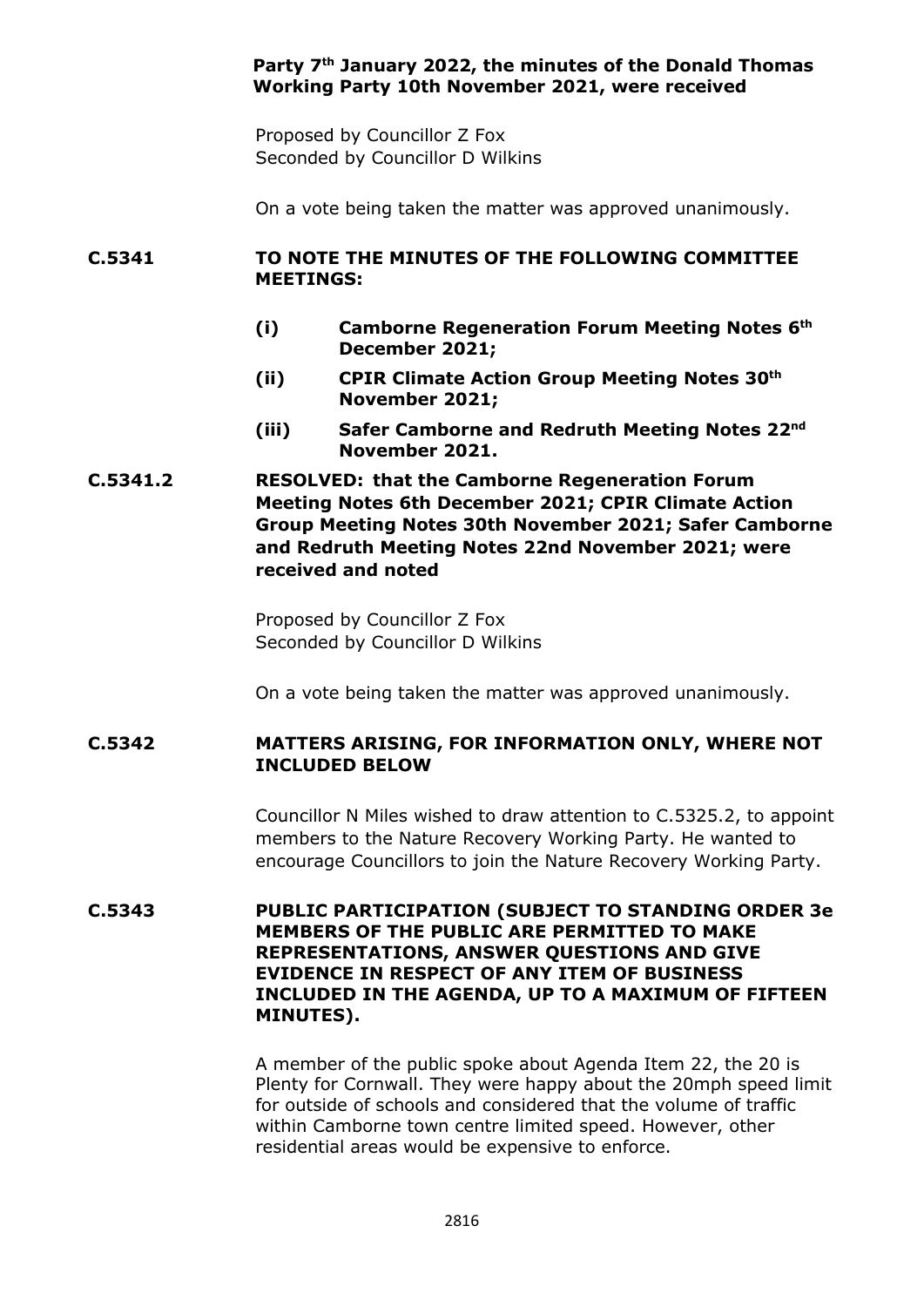**Party 7th January 2022, the minutes of the Donald Thomas Working Party 10th November 2021, were received**

Proposed by Councillor Z Fox
Seconded by Councillor D Wilkins

On a vote being taken the matter was approved unanimously.

**C.5341 TO NOTE THE MINUTES OF THE FOLLOWING COMMITTEE MEETINGS:**

- **(i) Camborne Regeneration Forum Meeting Notes 6th December 2021;**
- **(ii) CPIR Climate Action Group Meeting Notes 30th November 2021;**
- **(iii) Safer Camborne and Redruth Meeting Notes 22nd November 2021.**

**C.5341.2 RESOLVED: that the Camborne Regeneration Forum Meeting Notes 6th December 2021; CPIR Climate Action Group Meeting Notes 30th November 2021; Safer Camborne and Redruth Meeting Notes 22nd November 2021; were received and noted**

Proposed by Councillor Z Fox
Seconded by Councillor D Wilkins

On a vote being taken the matter was approved unanimously.

**C.5342 MATTERS ARISING, FOR INFORMATION ONLY, WHERE NOT INCLUDED BELOW**

Councillor N Miles wished to draw attention to C.5325.2, to appoint members to the Nature Recovery Working Party. He wanted to encourage Councillors to join the Nature Recovery Working Party.

**C.5343 PUBLIC PARTICIPATION (SUBJECT TO STANDING ORDER 3e MEMBERS OF THE PUBLIC ARE PERMITTED TO MAKE REPRESENTATIONS, ANSWER QUESTIONS AND GIVE EVIDENCE IN RESPECT OF ANY ITEM OF BUSINESS INCLUDED IN THE AGENDA, UP TO A MAXIMUM OF FIFTEEN MINUTES).**

A member of the public spoke about Agenda Item 22, the 20 is Plenty for Cornwall. They were happy about the 20mph speed limit for outside of schools and considered that the volume of traffic within Camborne town centre limited speed. However, other residential areas would be expensive to enforce.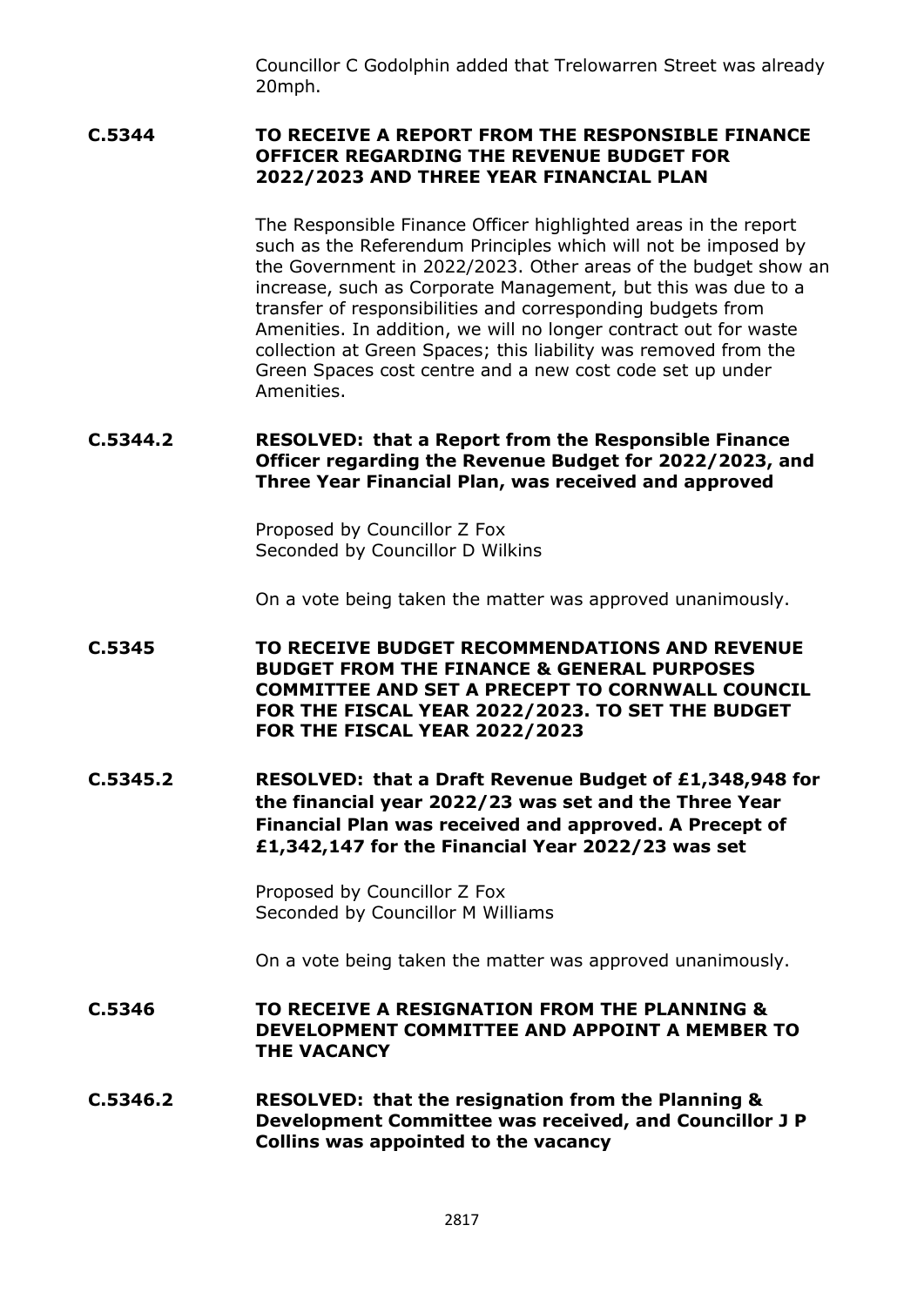Councillor C Godolphin added that Trelowarren Street was already 20mph.

**C.5344 TO RECEIVE A REPORT FROM THE RESPONSIBLE FINANCE OFFICER REGARDING THE REVENUE BUDGET FOR 2022/2023 AND THREE YEAR FINANCIAL PLAN**

The Responsible Finance Officer highlighted areas in the report such as the Referendum Principles which will not be imposed by the Government in 2022/2023. Other areas of the budget show an increase, such as Corporate Management, but this was due to a transfer of responsibilities and corresponding budgets from Amenities. In addition, we will no longer contract out for waste collection at Green Spaces; this liability was removed from the Green Spaces cost centre and a new cost code set up under Amenities.

**C.5344.2 RESOLVED: that a Report from the Responsible Finance Officer regarding the Revenue Budget for 2022/2023, and Three Year Financial Plan, was received and approved**

Proposed by Councillor Z Fox
Seconded by Councillor D Wilkins

On a vote being taken the matter was approved unanimously.

**C.5345 TO RECEIVE BUDGET RECOMMENDATIONS AND REVENUE BUDGET FROM THE FINANCE & GENERAL PURPOSES COMMITTEE AND SET A PRECEPT TO CORNWALL COUNCIL FOR THE FISCAL YEAR 2022/2023. TO SET THE BUDGET FOR THE FISCAL YEAR 2022/2023**

**C.5345.2 RESOLVED: that a Draft Revenue Budget of £1,348,948 for the financial year 2022/23 was set and the Three Year Financial Plan was received and approved. A Precept of £1,342,147 for the Financial Year 2022/23 was set**

Proposed by Councillor Z Fox
Seconded by Councillor M Williams

On a vote being taken the matter was approved unanimously.

**C.5346 TO RECEIVE A RESIGNATION FROM THE PLANNING & DEVELOPMENT COMMITTEE AND APPOINT A MEMBER TO THE VACANCY**

**C.5346.2 RESOLVED: that the resignation from the Planning & Development Committee was received, and Councillor J P Collins was appointed to the vacancy**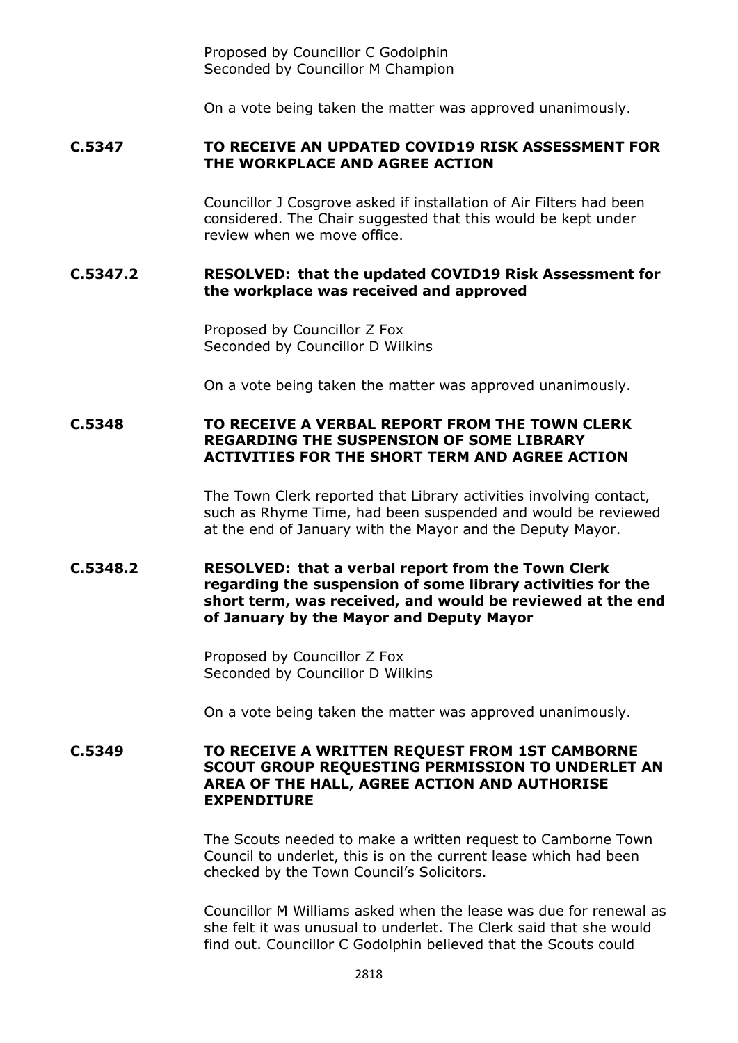Proposed by Councillor C Godolphin
Seconded by Councillor M Champion

On a vote being taken the matter was approved unanimously.

**C.5347 TO RECEIVE AN UPDATED COVID19 RISK ASSESSMENT FOR THE WORKPLACE AND AGREE ACTION**

Councillor J Cosgrove asked if installation of Air Filters had been considered. The Chair suggested that this would be kept under review when we move office.

**C.5347.2 RESOLVED: that the updated COVID19 Risk Assessment for the workplace was received and approved**

Proposed by Councillor Z Fox
Seconded by Councillor D Wilkins

On a vote being taken the matter was approved unanimously.

**C.5348 TO RECEIVE A VERBAL REPORT FROM THE TOWN CLERK REGARDING THE SUSPENSION OF SOME LIBRARY ACTIVITIES FOR THE SHORT TERM AND AGREE ACTION**

The Town Clerk reported that Library activities involving contact, such as Rhyme Time, had been suspended and would be reviewed at the end of January with the Mayor and the Deputy Mayor.

**C.5348.2 RESOLVED: that a verbal report from the Town Clerk regarding the suspension of some library activities for the short term, was received, and would be reviewed at the end of January by the Mayor and Deputy Mayor**

Proposed by Councillor Z Fox
Seconded by Councillor D Wilkins

On a vote being taken the matter was approved unanimously.

**C.5349 TO RECEIVE A WRITTEN REQUEST FROM 1ST CAMBORNE SCOUT GROUP REQUESTING PERMISSION TO UNDERLET AN AREA OF THE HALL, AGREE ACTION AND AUTHORISE EXPENDITURE**

The Scouts needed to make a written request to Camborne Town Council to underlet, this is on the current lease which had been checked by the Town Council's Solicitors.

Councillor M Williams asked when the lease was due for renewal as she felt it was unusual to underlet. The Clerk said that she would find out. Councillor C Godolphin believed that the Scouts could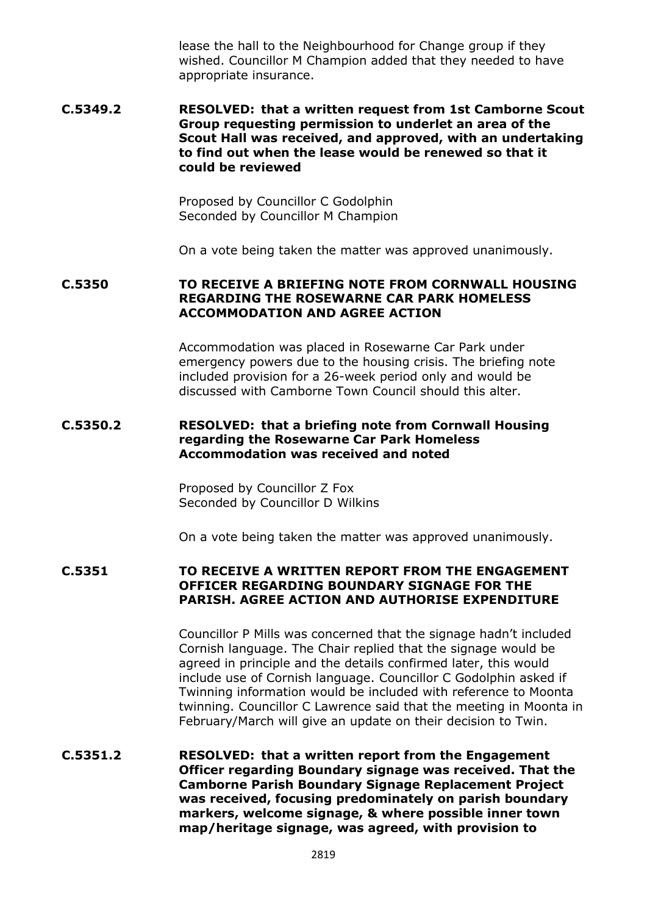lease the hall to the Neighbourhood for Change group if they wished. Councillor M Champion added that they needed to have appropriate insurance.

**C.5349.2 RESOLVED: that a written request from 1st Camborne Scout Group requesting permission to underlet an area of the Scout Hall was received, and approved, with an undertaking to find out when the lease would be renewed so that it could be reviewed**

Proposed by Councillor C Godolphin
Seconded by Councillor M Champion

On a vote being taken the matter was approved unanimously.

**C.5350 TO RECEIVE A BRIEFING NOTE FROM CORNWALL HOUSING REGARDING THE ROSEWARNE CAR PARK HOMELESS ACCOMMODATION AND AGREE ACTION**

Accommodation was placed in Rosewarne Car Park under emergency powers due to the housing crisis. The briefing note included provision for a 26-week period only and would be discussed with Camborne Town Council should this alter.

**C.5350.2 RESOLVED: that a briefing note from Cornwall Housing regarding the Rosewarne Car Park Homeless Accommodation was received and noted**

Proposed by Councillor Z Fox
Seconded by Councillor D Wilkins

On a vote being taken the matter was approved unanimously.

**C.5351 TO RECEIVE A WRITTEN REPORT FROM THE ENGAGEMENT OFFICER REGARDING BOUNDARY SIGNAGE FOR THE PARISH. AGREE ACTION AND AUTHORISE EXPENDITURE**

Councillor P Mills was concerned that the signage hadn't included Cornish language. The Chair replied that the signage would be agreed in principle and the details confirmed later, this would include use of Cornish language. Councillor C Godolphin asked if Twinning information would be included with reference to Moonta twinning. Councillor C Lawrence said that the meeting in Moonta in February/March will give an update on their decision to Twin.

**C.5351.2 RESOLVED: that a written report from the Engagement Officer regarding Boundary signage was received. That the Camborne Parish Boundary Signage Replacement Project was received, focusing predominately on parish boundary markers, welcome signage, & where possible inner town map/heritage signage, was agreed, with provision to**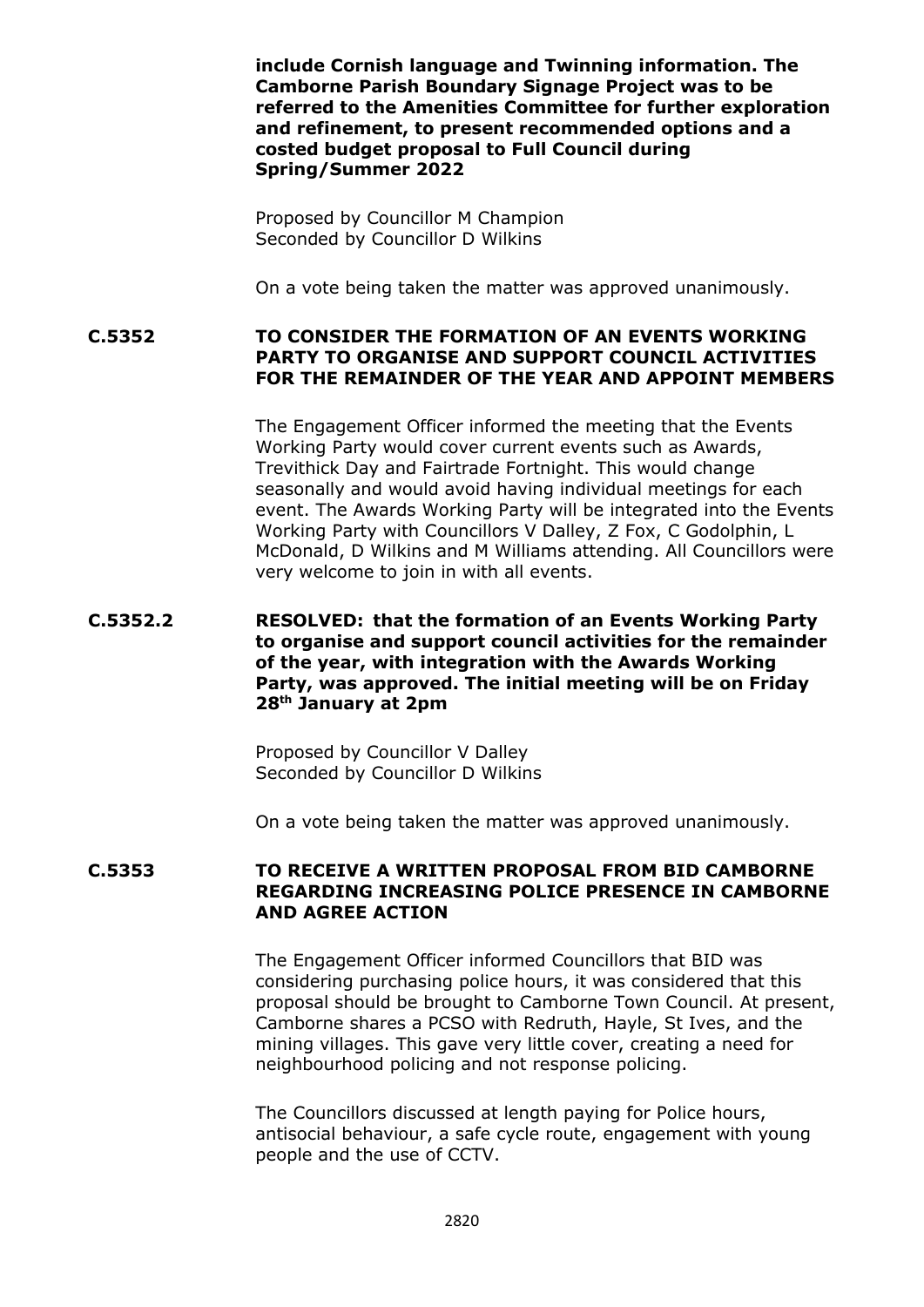**include Cornish language and Twinning information. The Camborne Parish Boundary Signage Project was to be referred to the Amenities Committee for further exploration and refinement, to present recommended options and a costed budget proposal to Full Council during Spring/Summer 2022**

Proposed by Councillor M Champion
Seconded by Councillor D Wilkins

On a vote being taken the matter was approved unanimously.

**C.5352 TO CONSIDER THE FORMATION OF AN EVENTS WORKING PARTY TO ORGANISE AND SUPPORT COUNCIL ACTIVITIES FOR THE REMAINDER OF THE YEAR AND APPOINT MEMBERS**

The Engagement Officer informed the meeting that the Events Working Party would cover current events such as Awards, Trevithick Day and Fairtrade Fortnight. This would change seasonally and would avoid having individual meetings for each event. The Awards Working Party will be integrated into the Events Working Party with Councillors V Dalley, Z Fox, C Godolphin, L McDonald, D Wilkins and M Williams attending. All Councillors were very welcome to join in with all events.

**C.5352.2 RESOLVED: that the formation of an Events Working Party to organise and support council activities for the remainder of the year, with integration with the Awards Working Party, was approved. The initial meeting will be on Friday 28th January at 2pm**

Proposed by Councillor V Dalley
Seconded by Councillor D Wilkins

On a vote being taken the matter was approved unanimously.

**C.5353 TO RECEIVE A WRITTEN PROPOSAL FROM BID CAMBORNE REGARDING INCREASING POLICE PRESENCE IN CAMBORNE AND AGREE ACTION**

The Engagement Officer informed Councillors that BID was considering purchasing police hours, it was considered that this proposal should be brought to Camborne Town Council. At present, Camborne shares a PCSO with Redruth, Hayle, St Ives, and the mining villages. This gave very little cover, creating a need for neighbourhood policing and not response policing.

The Councillors discussed at length paying for Police hours, antisocial behaviour, a safe cycle route, engagement with young people and the use of CCTV.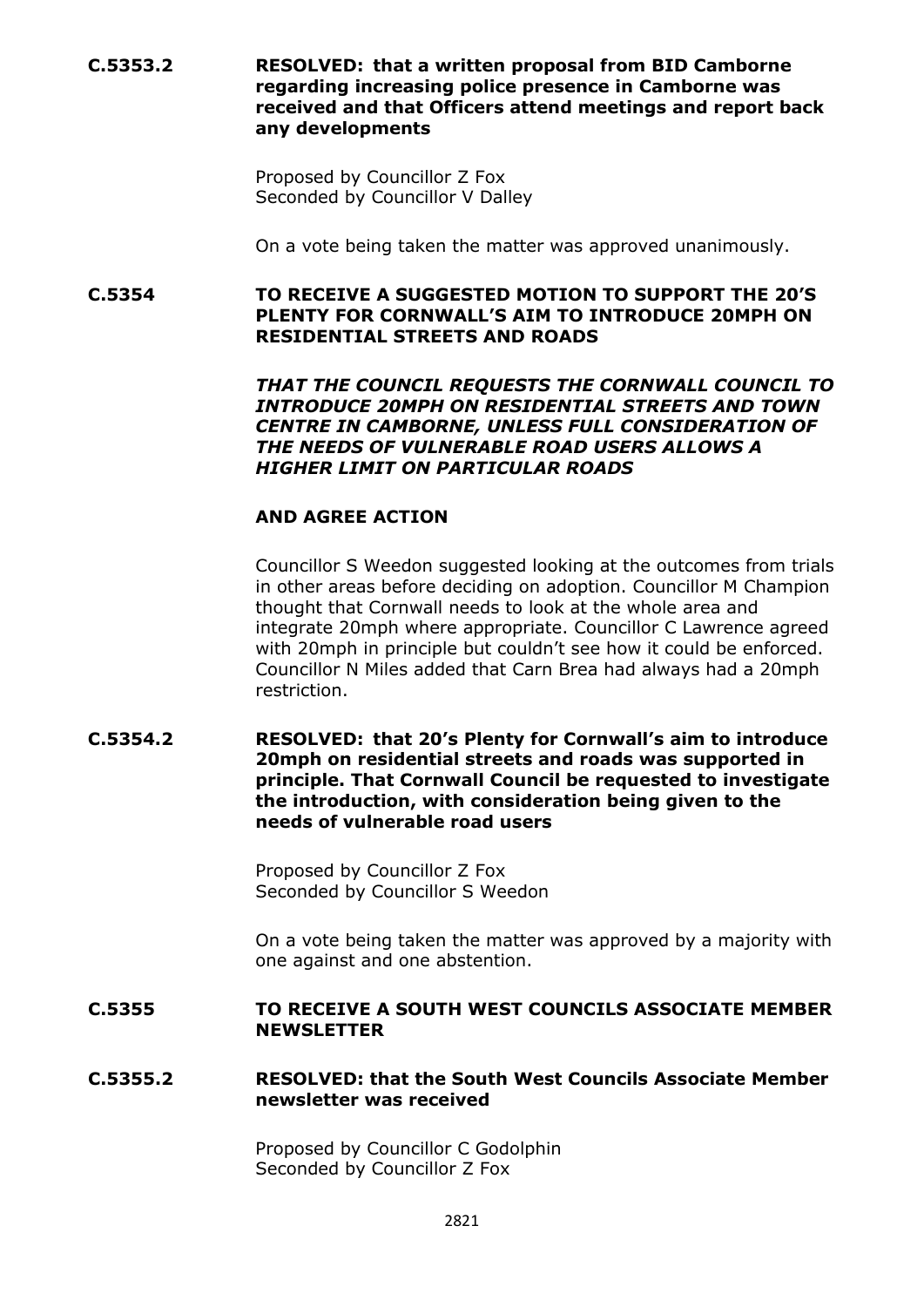**C.5353.2 RESOLVED: that a written proposal from BID Camborne regarding increasing police presence in Camborne was received and that Officers attend meetings and report back any developments**

Proposed by Councillor Z Fox
Seconded by Councillor V Dalley

On a vote being taken the matter was approved unanimously.

**C.5354 TO RECEIVE A SUGGESTED MOTION TO SUPPORT THE 20'S PLENTY FOR CORNWALL'S AIM TO INTRODUCE 20MPH ON RESIDENTIAL STREETS AND ROADS**

***THAT THE COUNCIL REQUESTS THE CORNWALL COUNCIL TO INTRODUCE 20MPH ON RESIDENTIAL STREETS AND TOWN CENTRE IN CAMBORNE, UNLESS FULL CONSIDERATION OF THE NEEDS OF VULNERABLE ROAD USERS ALLOWS A HIGHER LIMIT ON PARTICULAR ROADS***

**AND AGREE ACTION**

Councillor S Weedon suggested looking at the outcomes from trials in other areas before deciding on adoption. Councillor M Champion thought that Cornwall needs to look at the whole area and integrate 20mph where appropriate. Councillor C Lawrence agreed with 20mph in principle but couldn't see how it could be enforced. Councillor N Miles added that Carn Brea had always had a 20mph restriction.

**C.5354.2 RESOLVED: that 20's Plenty for Cornwall's aim to introduce 20mph on residential streets and roads was supported in principle. That Cornwall Council be requested to investigate the introduction, with consideration being given to the needs of vulnerable road users**

Proposed by Councillor Z Fox
Seconded by Councillor S Weedon

On a vote being taken the matter was approved by a majority with one against and one abstention.

**C.5355 TO RECEIVE A SOUTH WEST COUNCILS ASSOCIATE MEMBER NEWSLETTER**

**C.5355.2 RESOLVED: that the South West Councils Associate Member newsletter was received**

Proposed by Councillor C Godolphin
Seconded by Councillor Z Fox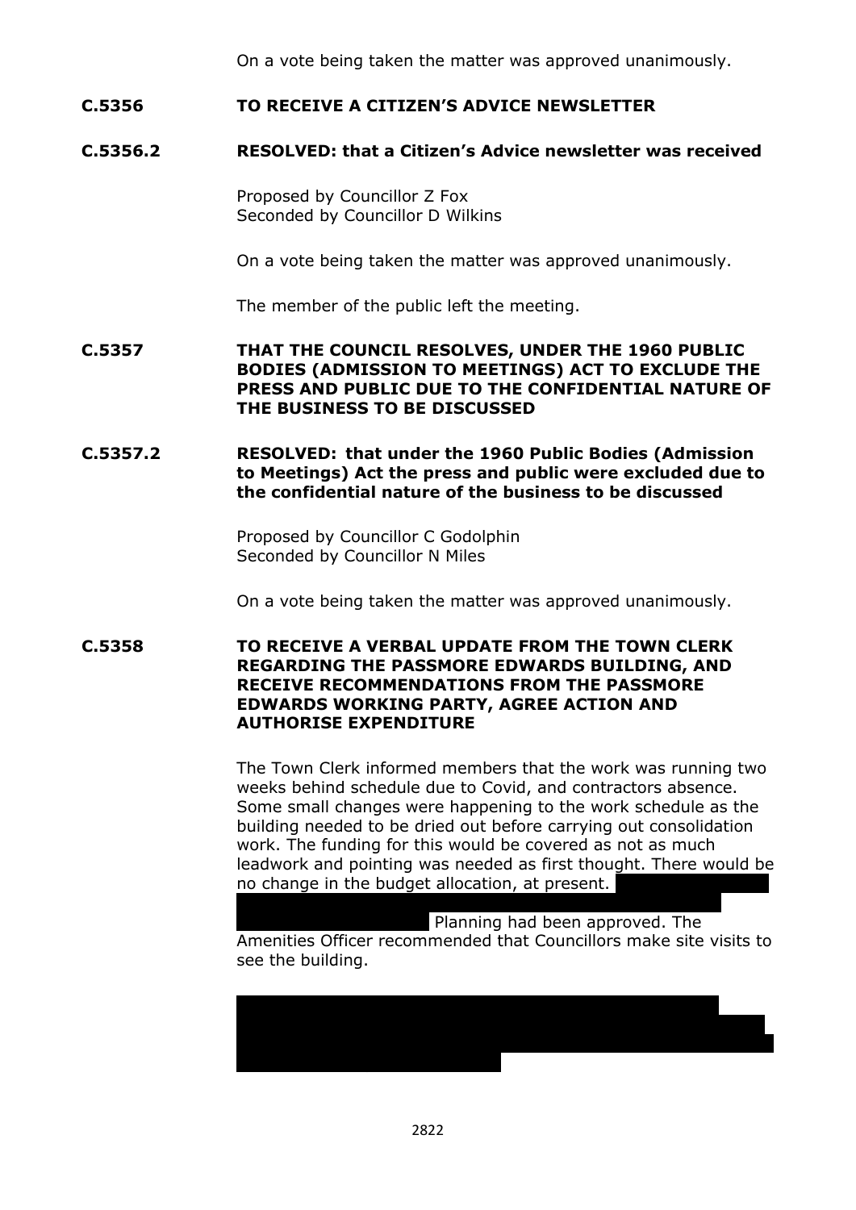On a vote being taken the matter was approved unanimously.

**C.5356 TO RECEIVE A CITIZEN'S ADVICE NEWSLETTER**

**C.5356.2 RESOLVED: that a Citizen's Advice newsletter was received**

Proposed by Councillor Z Fox
Seconded by Councillor D Wilkins

On a vote being taken the matter was approved unanimously.

The member of the public left the meeting.

**C.5357 THAT THE COUNCIL RESOLVES, UNDER THE 1960 PUBLIC BODIES (ADMISSION TO MEETINGS) ACT TO EXCLUDE THE PRESS AND PUBLIC DUE TO THE CONFIDENTIAL NATURE OF THE BUSINESS TO BE DISCUSSED**

**C.5357.2 RESOLVED: that under the 1960 Public Bodies (Admission to Meetings) Act the press and public were excluded due to the confidential nature of the business to be discussed**

Proposed by Councillor C Godolphin
Seconded by Councillor N Miles

On a vote being taken the matter was approved unanimously.

**C.5358 TO RECEIVE A VERBAL UPDATE FROM THE TOWN CLERK REGARDING THE PASSMORE EDWARDS BUILDING, AND RECEIVE RECOMMENDATIONS FROM THE PASSMORE EDWARDS WORKING PARTY, AGREE ACTION AND AUTHORISE EXPENDITURE**

The Town Clerk informed members that the work was running two weeks behind schedule due to Covid, and contractors absence. Some small changes were happening to the work schedule as the building needed to be dried out before carrying out consolidation work. The funding for this would be covered as not as much leadwork and pointing was needed as first thought. There would be no change in the budget allocation, at present. Planning had been approved. The Amenities Officer recommended that Councillors make site visits to see the building.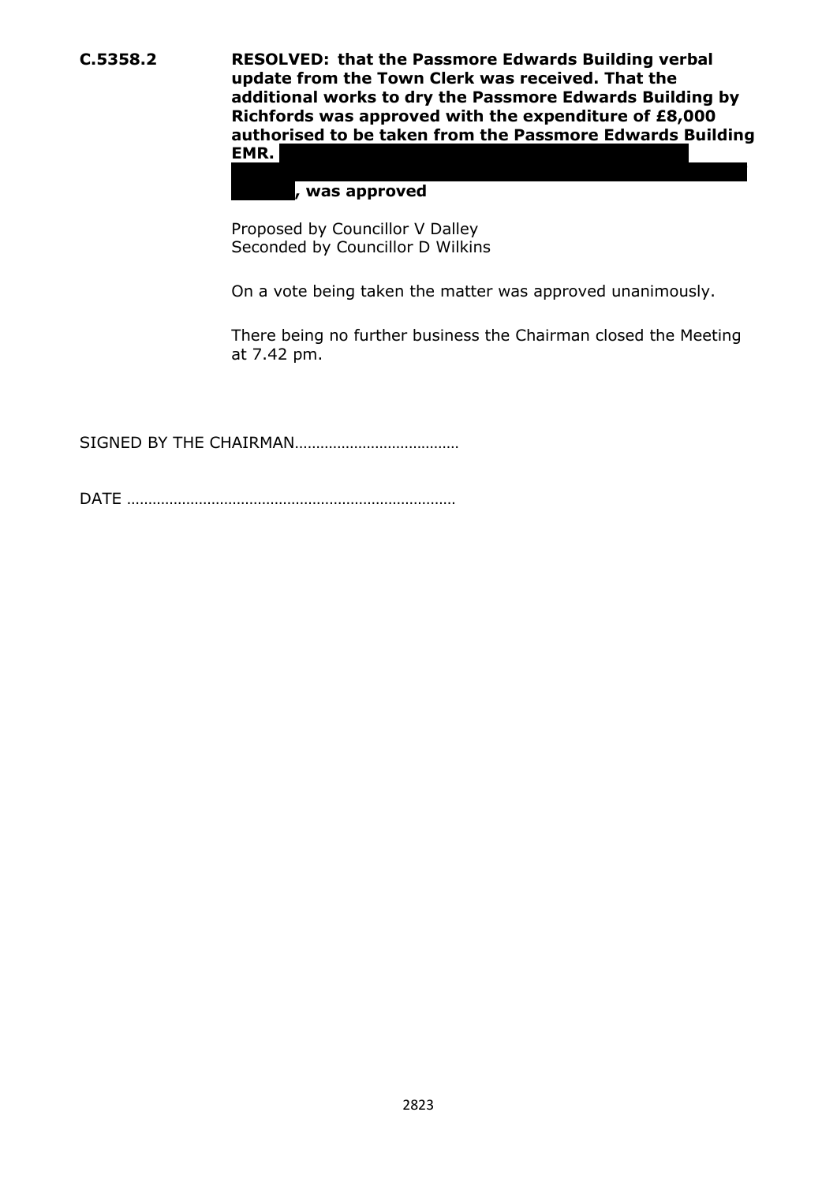**C.5358.2** **RESOLVED: that the Passmore Edwards Building verbal update from the Town Clerk was received. That the additional works to dry the Passmore Edwards Building by Richfords was approved with the expenditure of £8,000 authorised to be taken from the Passmore Edwards Building EMR. , was approved**

Proposed by Councillor V Dalley
Seconded by Councillor D Wilkins

On a vote being taken the matter was approved unanimously.

There being no further business the Chairman closed the Meeting at 7.42 pm.

SIGNED BY THE CHAIRMAN………………………………

DATE ……………………………………………………………………